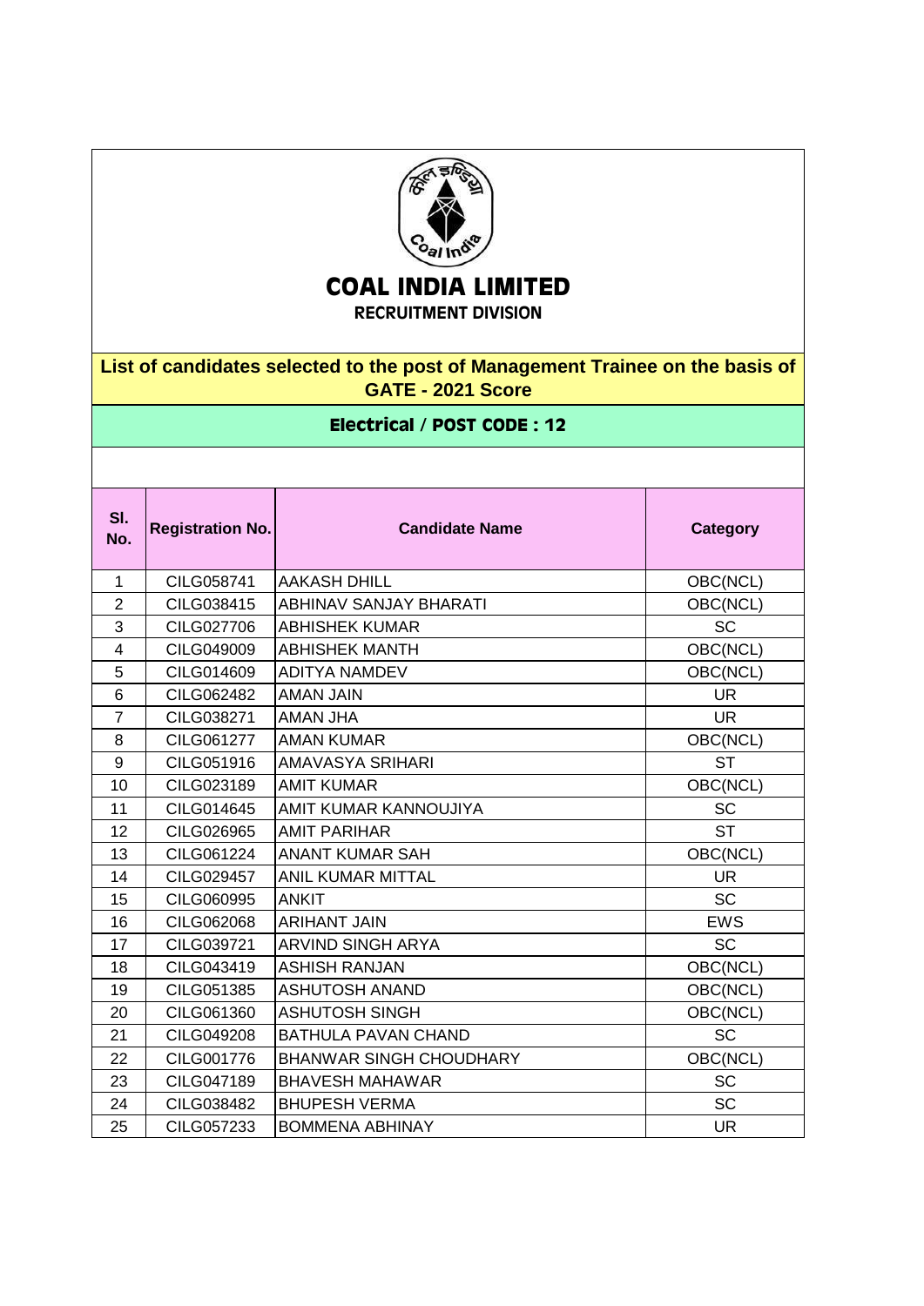# COAL INDIA LIMITED

## RECRUITMENT DIVISION

**List of candidates selected to the post of Management Trainee on the basis of GATE - 2021 Score**

**Electrical / POST CODE : 12**

| Sl. No. | Registration No. | Candidate Name | Category |
|---|---|---|---|
| 1 | CILG058741 | AAKASH DHILL | OBC(NCL) |
| 2 | CILG038415 | ABHINAV SANJAY BHARATI | OBC(NCL) |
| 3 | CILG027706 | ABHISHEK KUMAR | SC |
| 4 | CILG049009 | ABHISHEK MANTH | OBC(NCL) |
| 5 | CILG014609 | ADITYA NAMDEV | OBC(NCL) |
| 6 | CILG062482 | AMAN JAIN | UR |
| 7 | CILG038271 | AMAN JHA | UR |
| 8 | CILG061277 | AMAN KUMAR | OBC(NCL) |
| 9 | CILG051916 | AMAVASYA SRIHARI | ST |
| 10 | CILG023189 | AMIT KUMAR | OBC(NCL) |
| 11 | CILG014645 | AMIT KUMAR KANNOUJIYA | SC |
| 12 | CILG026965 | AMIT PARIHAR | ST |
| 13 | CILG061224 | ANANT KUMAR SAH | OBC(NCL) |
| 14 | CILG029457 | ANIL KUMAR MITTAL | UR |
| 15 | CILG060995 | ANKIT | SC |
| 16 | CILG062068 | ARIHANT JAIN | EWS |
| 17 | CILG039721 | ARVIND SINGH ARYA | SC |
| 18 | CILG043419 | ASHISH RANJAN | OBC(NCL) |
| 19 | CILG051385 | ASHUTOSH ANAND | OBC(NCL) |
| 20 | CILG061360 | ASHUTOSH SINGH | OBC(NCL) |
| 21 | CILG049208 | BATHULA PAVAN CHAND | SC |
| 22 | CILG001776 | BHANWAR SINGH CHOUDHARY | OBC(NCL) |
| 23 | CILG047189 | BHAVESH MAHAWAR | SC |
| 24 | CILG038482 | BHUPESH VERMA | SC |
| 25 | CILG057233 | BOMMENA ABHINAY | UR |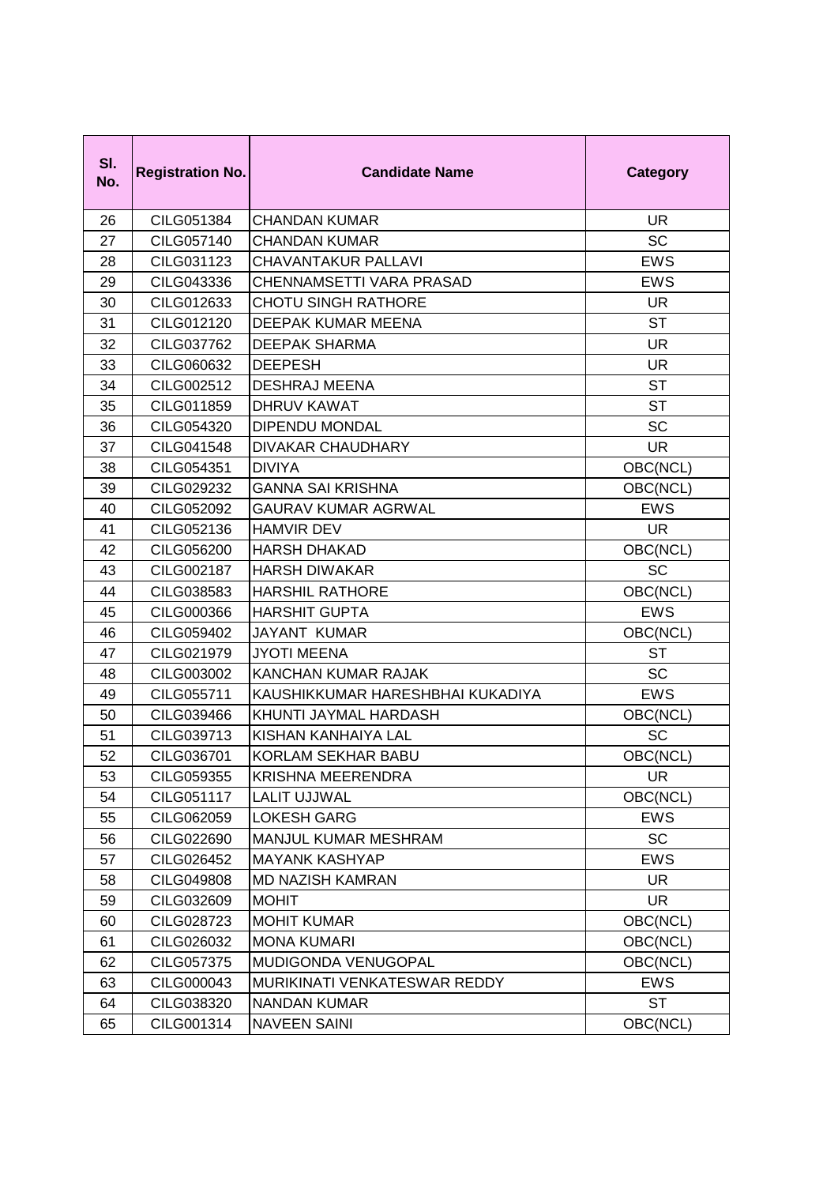| Sl. No. | Registration No. | Candidate Name | Category |
| --- | --- | --- | --- |
| 26 | CILG051384 | CHANDAN KUMAR | UR |
| 27 | CILG057140 | CHANDAN KUMAR | SC |
| 28 | CILG031123 | CHAVANTAKUR PALLAVI | EWS |
| 29 | CILG043336 | CHENNAMSETTI VARA PRASAD | EWS |
| 30 | CILG012633 | CHOTU SINGH RATHORE | UR |
| 31 | CILG012120 | DEEPAK KUMAR MEENA | ST |
| 32 | CILG037762 | DEEPAK SHARMA | UR |
| 33 | CILG060632 | DEEPESH | UR |
| 34 | CILG002512 | DESHRAJ MEENA | ST |
| 35 | CILG011859 | DHRUV KAWAT | ST |
| 36 | CILG054320 | DIPENDU MONDAL | SC |
| 37 | CILG041548 | DIVAKAR CHAUDHARY | UR |
| 38 | CILG054351 | DIVIYA | OBC(NCL) |
| 39 | CILG029232 | GANNA SAI KRISHNA | OBC(NCL) |
| 40 | CILG052092 | GAURAV KUMAR AGRWAL | EWS |
| 41 | CILG052136 | HAMVIR DEV | UR |
| 42 | CILG056200 | HARSH DHAKAD | OBC(NCL) |
| 43 | CILG002187 | HARSH DIWAKAR | SC |
| 44 | CILG038583 | HARSHIL RATHORE | OBC(NCL) |
| 45 | CILG000366 | HARSHIT GUPTA | EWS |
| 46 | CILG059402 | JAYANT KUMAR | OBC(NCL) |
| 47 | CILG021979 | JYOTI MEENA | ST |
| 48 | CILG003002 | KANCHAN KUMAR RAJAK | SC |
| 49 | CILG055711 | KAUSHIKKUMAR HARESHBHAI KUKADIYA | EWS |
| 50 | CILG039466 | KHUNTI JAYMAL HARDASH | OBC(NCL) |
| 51 | CILG039713 | KISHAN KANHAIYA LAL | SC |
| 52 | CILG036701 | KORLAM SEKHAR BABU | OBC(NCL) |
| 53 | CILG059355 | KRISHNA MEERENDRA | UR |
| 54 | CILG051117 | LALIT UJJWAL | OBC(NCL) |
| 55 | CILG062059 | LOKESH GARG | EWS |
| 56 | CILG022690 | MANJUL KUMAR MESHRAM | SC |
| 57 | CILG026452 | MAYANK KASHYAP | EWS |
| 58 | CILG049808 | MD NAZISH KAMRAN | UR |
| 59 | CILG032609 | MOHIT | UR |
| 60 | CILG028723 | MOHIT KUMAR | OBC(NCL) |
| 61 | CILG026032 | MONA KUMARI | OBC(NCL) |
| 62 | CILG057375 | MUDIGONDA VENUGOPAL | OBC(NCL) |
| 63 | CILG000043 | MURIKINATI VENKATESWAR REDDY | EWS |
| 64 | CILG038320 | NANDAN KUMAR | ST |
| 65 | CILG001314 | NAVEEN SAINI | OBC(NCL) |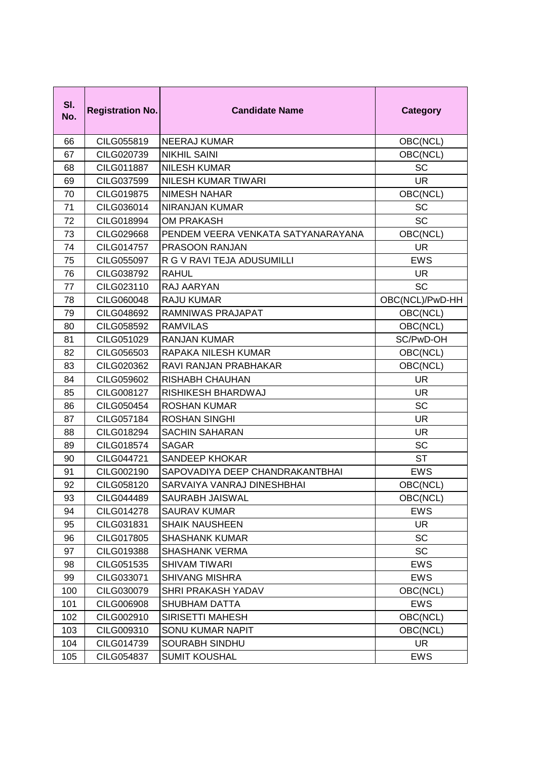| Sl. No. | Registration No. | Candidate Name | Category |
|---|---|---|---|
| 66 | CILG055819 | NEERAJ KUMAR | OBC(NCL) |
| 67 | CILG020739 | NIKHIL SAINI | OBC(NCL) |
| 68 | CILG011887 | NILESH KUMAR | SC |
| 69 | CILG037599 | NILESH KUMAR TIWARI | UR |
| 70 | CILG019875 | NIMESH NAHAR | OBC(NCL) |
| 71 | CILG036014 | NIRANJAN KUMAR | SC |
| 72 | CILG018994 | OM PRAKASH | SC |
| 73 | CILG029668 | PENDEM VEERA VENKATA SATYANARAYANA | OBC(NCL) |
| 74 | CILG014757 | PRASOON RANJAN | UR |
| 75 | CILG055097 | R G V RAVI TEJA ADUSUMILLI | EWS |
| 76 | CILG038792 | RAHUL | UR |
| 77 | CILG023110 | RAJ AARYAN | SC |
| 78 | CILG060048 | RAJU KUMAR | OBC(NCL)/PwD-HH |
| 79 | CILG048692 | RAMNIWAS PRAJAPAT | OBC(NCL) |
| 80 | CILG058592 | RAMVILAS | OBC(NCL) |
| 81 | CILG051029 | RANJAN KUMAR | SC/PwD-OH |
| 82 | CILG056503 | RAPAKA NILESH KUMAR | OBC(NCL) |
| 83 | CILG020362 | RAVI RANJAN PRABHAKAR | OBC(NCL) |
| 84 | CILG059602 | RISHABH CHAUHAN | UR |
| 85 | CILG008127 | RISHIKESH BHARDWAJ | UR |
| 86 | CILG050454 | ROSHAN KUMAR | SC |
| 87 | CILG057184 | ROSHAN SINGHI | UR |
| 88 | CILG018294 | SACHIN SAHARAN | UR |
| 89 | CILG018574 | SAGAR | SC |
| 90 | CILG044721 | SANDEEP KHOKAR | ST |
| 91 | CILG002190 | SAPOVADIYA DEEP CHANDRAKANTBHAI | EWS |
| 92 | CILG058120 | SARVAIYA VANRAJ DINESHBHAI | OBC(NCL) |
| 93 | CILG044489 | SAURABH JAISWAL | OBC(NCL) |
| 94 | CILG014278 | SAURAV KUMAR | EWS |
| 95 | CILG031831 | SHAIK NAUSHEEN | UR |
| 96 | CILG017805 | SHASHANK KUMAR | SC |
| 97 | CILG019388 | SHASHANK VERMA | SC |
| 98 | CILG051535 | SHIVAM TIWARI | EWS |
| 99 | CILG033071 | SHIVANG MISHRA | EWS |
| 100 | CILG030079 | SHRI PRAKASH YADAV | OBC(NCL) |
| 101 | CILG006908 | SHUBHAM DATTA | EWS |
| 102 | CILG002910 | SIRISETTI MAHESH | OBC(NCL) |
| 103 | CILG009310 | SONU KUMAR NAPIT | OBC(NCL) |
| 104 | CILG014739 | SOURABH SINDHU | UR |
| 105 | CILG054837 | SUMIT KOUSHAL | EWS |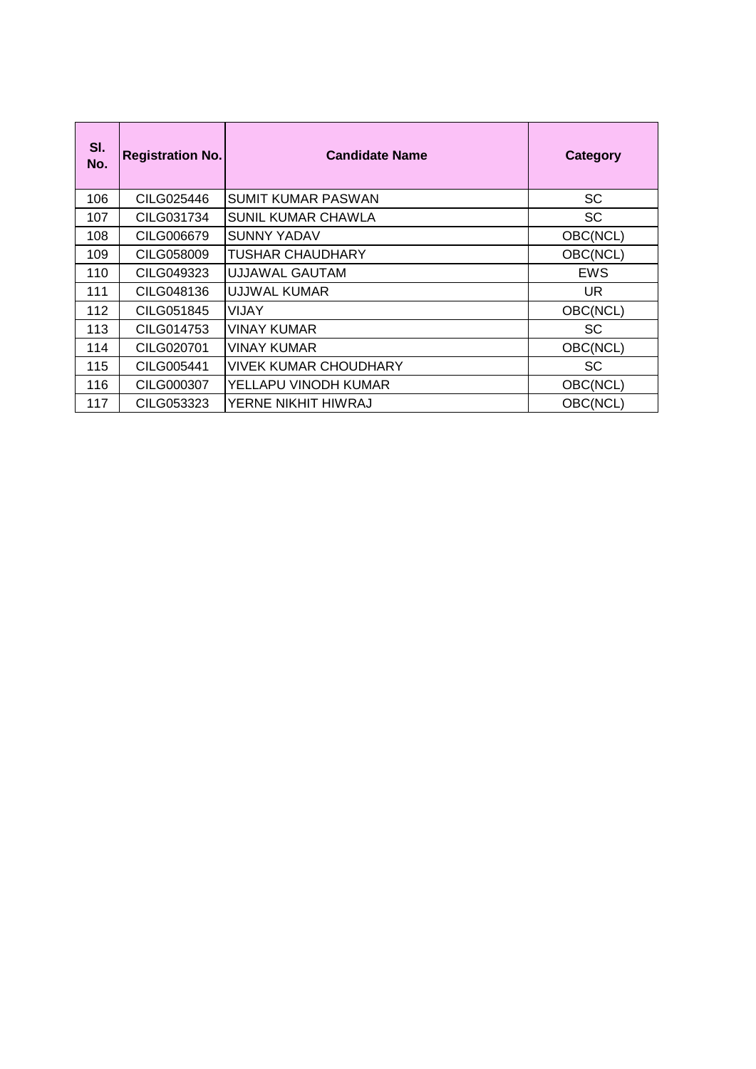| Sl. No. | Registration No. | Candidate Name | Category |
|---|---|---|---|
| 106 | CILG025446 | SUMIT KUMAR PASWAN | SC |
| 107 | CILG031734 | SUNIL KUMAR CHAWLA | SC |
| 108 | CILG006679 | SUNNY YADAV | OBC(NCL) |
| 109 | CILG058009 | TUSHAR CHAUDHARY | OBC(NCL) |
| 110 | CILG049323 | UJJAWAL GAUTAM | EWS |
| 111 | CILG048136 | UJJWAL KUMAR | UR |
| 112 | CILG051845 | VIJAY | OBC(NCL) |
| 113 | CILG014753 | VINAY KUMAR | SC |
| 114 | CILG020701 | VINAY KUMAR | OBC(NCL) |
| 115 | CILG005441 | VIVEK KUMAR CHOUDHARY | SC |
| 116 | CILG000307 | YELLAPU VINODH KUMAR | OBC(NCL) |
| 117 | CILG053323 | YERNE NIKHIT HIWRAJ | OBC(NCL) |